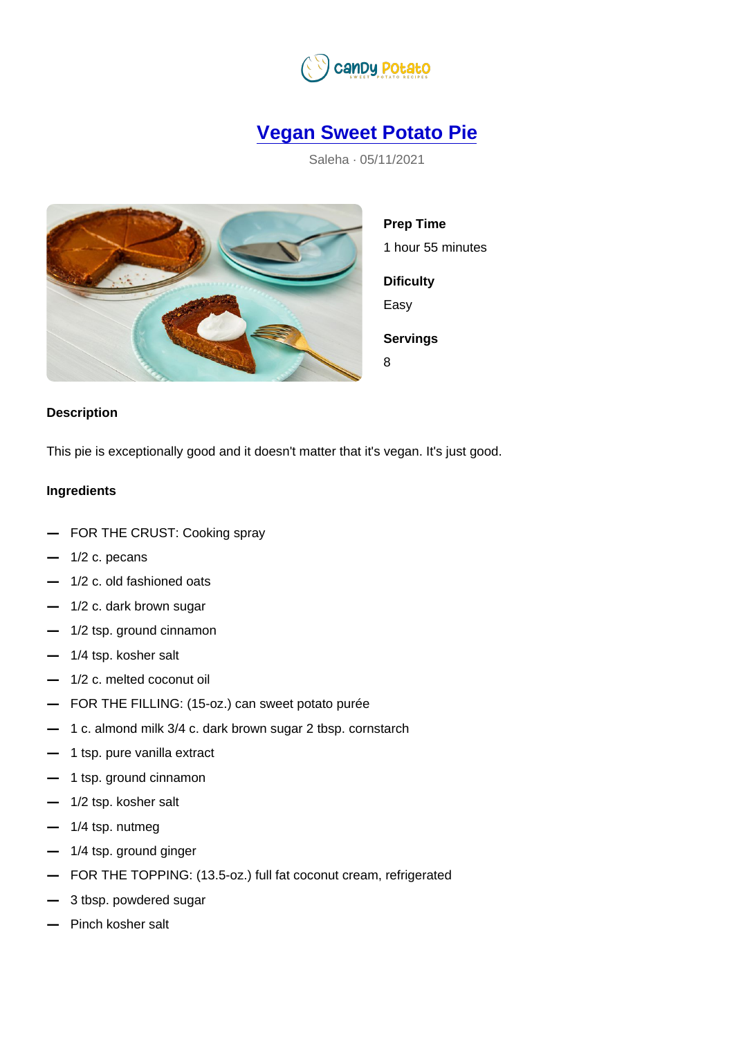# Vegan Sweet Potato Pie

Saleha · 05/11/2021

**Prep Time**

1 hour 55 minutes

**Dificulty**

Easy

**Servings**

8

## Description

This pie is exceptionally good and it doesn't matter that it's vegan. It's just good.

## Ingredients

- FOR THE CRUST: Cooking spray
- 1/2 c. pecans
- 1/2 c. old fashioned oats
- 1/2 c. dark brown sugar
- 1/2 tsp. ground cinnamon
- 1/4 tsp. kosher salt
- 1/2 c. melted coconut oil
- FOR THE FILLING: (15-oz.) can sweet potato purée
- 1 c. almond milk 3/4 c. dark brown sugar 2 tbsp. cornstarch
- 1 tsp. pure vanilla extract
- 1 tsp. ground cinnamon
- 1/2 tsp. kosher salt
- 1/4 tsp. nutmeg
- 1/4 tsp. ground ginger
- FOR THE TOPPING: (13.5-oz.) full fat coconut cream, refrigerated
- 3 tbsp. powdered sugar
- Pinch kosher salt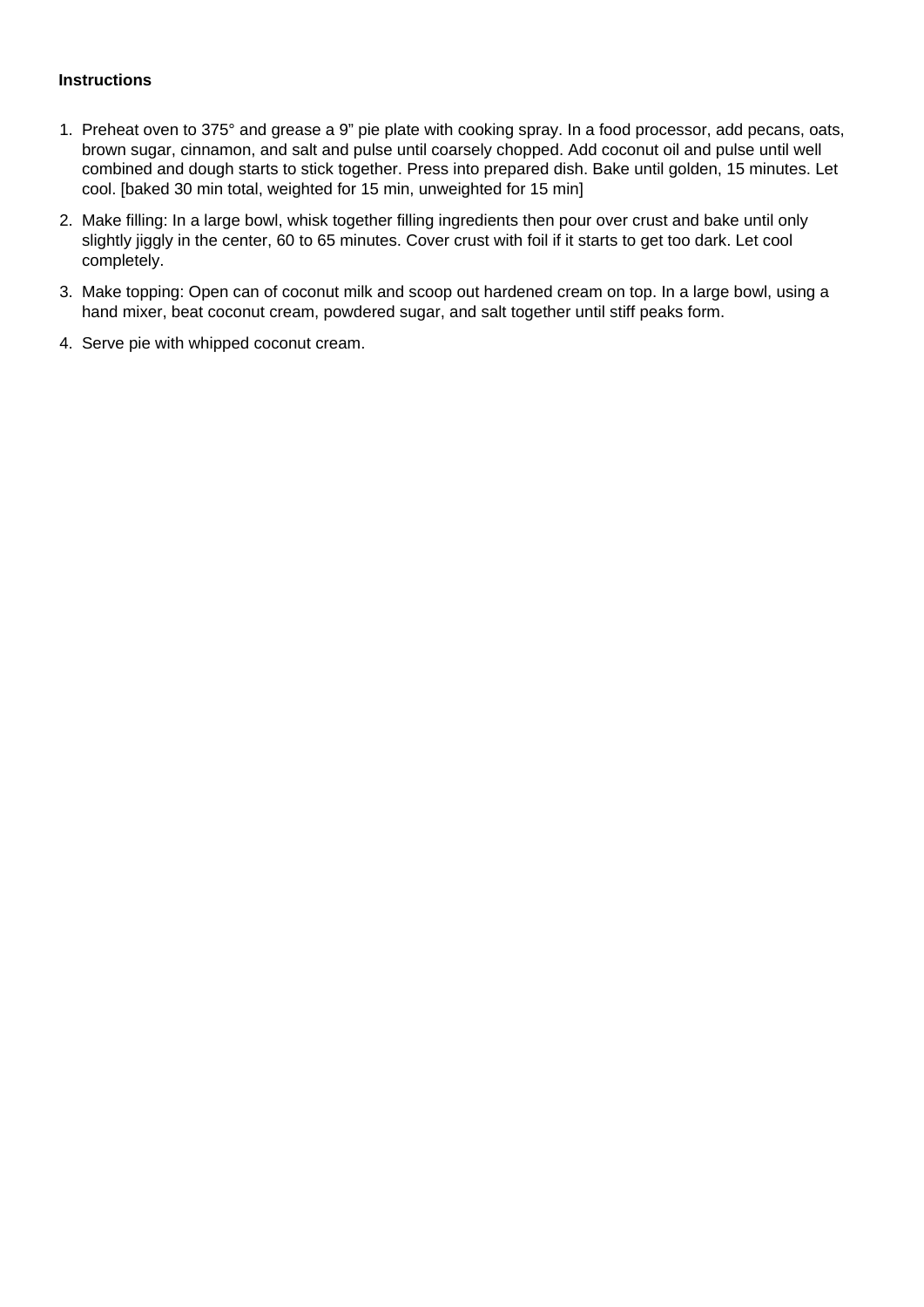**Instructions**

1. Preheat oven to 375° and grease a 9" pie plate with cooking spray. In a food processor, add pecans, oats, brown sugar, cinnamon, and salt and pulse until coarsely chopped. Add coconut oil and pulse until well combined and dough starts to stick together. Press into prepared dish. Bake until golden, 15 minutes. Let cool. [baked 30 min total, weighted for 15 min, unweighted for 15 min]
2. Make filling: In a large bowl, whisk together filling ingredients then pour over crust and bake until only slightly jiggly in the center, 60 to 65 minutes. Cover crust with foil if it starts to get too dark. Let cool completely.
3. Make topping: Open can of coconut milk and scoop out hardened cream on top. In a large bowl, using a hand mixer, beat coconut cream, powdered sugar, and salt together until stiff peaks form.
4. Serve pie with whipped coconut cream.